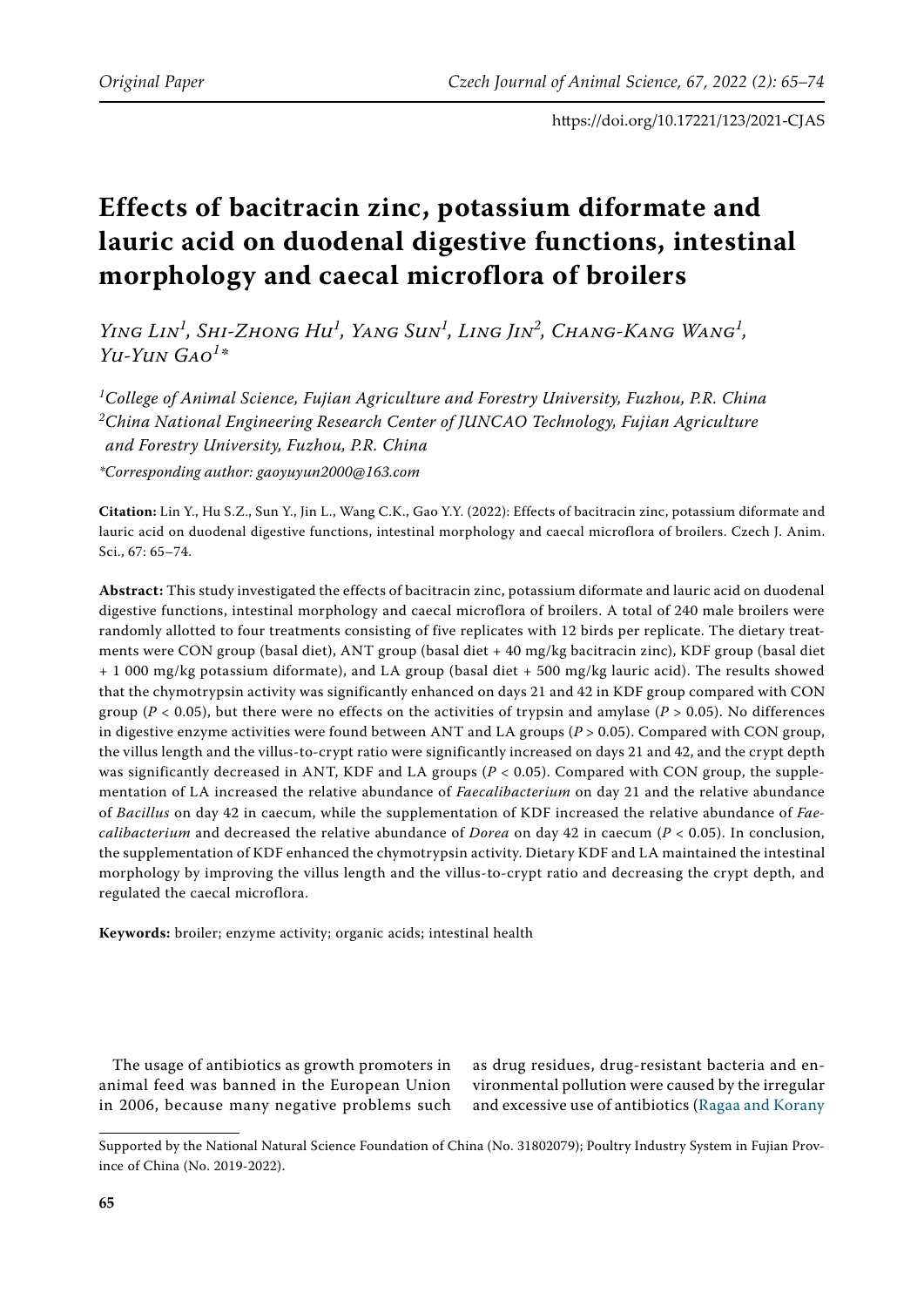# Effects of bacitracin zinc, potassium diformate and lauric acid on duodenal digestive functions, intestinal morphology and caecal microflora of broilers

*Ying Lin[1], Shi-Zhong Hu[1], Yang Sun[1], Ling Jin[2], Chang-Kang Wang[1], Yu-Yun Gao[1]\**

[1]College of Animal Science, Fujian Agriculture and Forestry University, Fuzhou, P.R. China
[2]China National Engineering Research Center of JUNCAO Technology, Fujian Agriculture and Forestry University, Fuzhou, P.R. China

*\*Corresponding author: gaoyuyun2000@163.com*

**Citation:** Lin Y., Hu S.Z., Sun Y., Jin L., Wang C.K., Gao Y.Y. (2022): Effects of bacitracin zinc, potassium diformate and lauric acid on duodenal digestive functions, intestinal morphology and caecal microflora of broilers. Czech J. Anim. Sci., 67: 65–74.

**Abstract:** This study investigated the effects of bacitracin zinc, potassium diformate and lauric acid on duodenal digestive functions, intestinal morphology and caecal microflora of broilers. A total of 240 male broilers were randomly allotted to four treatments consisting of five replicates with 12 birds per replicate. The dietary treatments were CON group (basal diet), ANT group (basal diet + 40 mg/kg bacitracin zinc), KDF group (basal diet + 1 000 mg/kg potassium diformate), and LA group (basal diet + 500 mg/kg lauric acid). The results showed that the chymotrypsin activity was significantly enhanced on days 21 and 42 in KDF group compared with CON group ($P < 0.05$), but there were no effects on the activities of trypsin and amylase ($P > 0.05$). No differences in digestive enzyme activities were found between ANT and LA groups ($P > 0.05$). Compared with CON group, the villus length and the villus-to-crypt ratio were significantly increased on days 21 and 42, and the crypt depth was significantly decreased in ANT, KDF and LA groups ($P < 0.05$). Compared with CON group, the supplementation of LA increased the relative abundance of *Faecalibacterium* on day 21 and the relative abundance of *Bacillus* on day 42 in caecum, while the supplementation of KDF increased the relative abundance of *Faecalibacterium* and decreased the relative abundance of *Dorea* on day 42 in caecum ($P < 0.05$). In conclusion, the supplementation of KDF enhanced the chymotrypsin activity. Dietary KDF and LA maintained the intestinal morphology by improving the villus length and the villus-to-crypt ratio and decreasing the crypt depth, and regulated the caecal microflora.

**Keywords:** broiler; enzyme activity; organic acids; intestinal health

The usage of antibiotics as growth promoters in animal feed was banned in the European Union in 2006, because many negative problems such as drug residues, drug-resistant bacteria and environmental pollution were caused by the irregular and excessive use of antibiotics (Ragaa and Korany

Supported by the National Natural Science Foundation of China (No. 31802079); Poultry Industry System in Fujian Province of China (No. 2019-2022).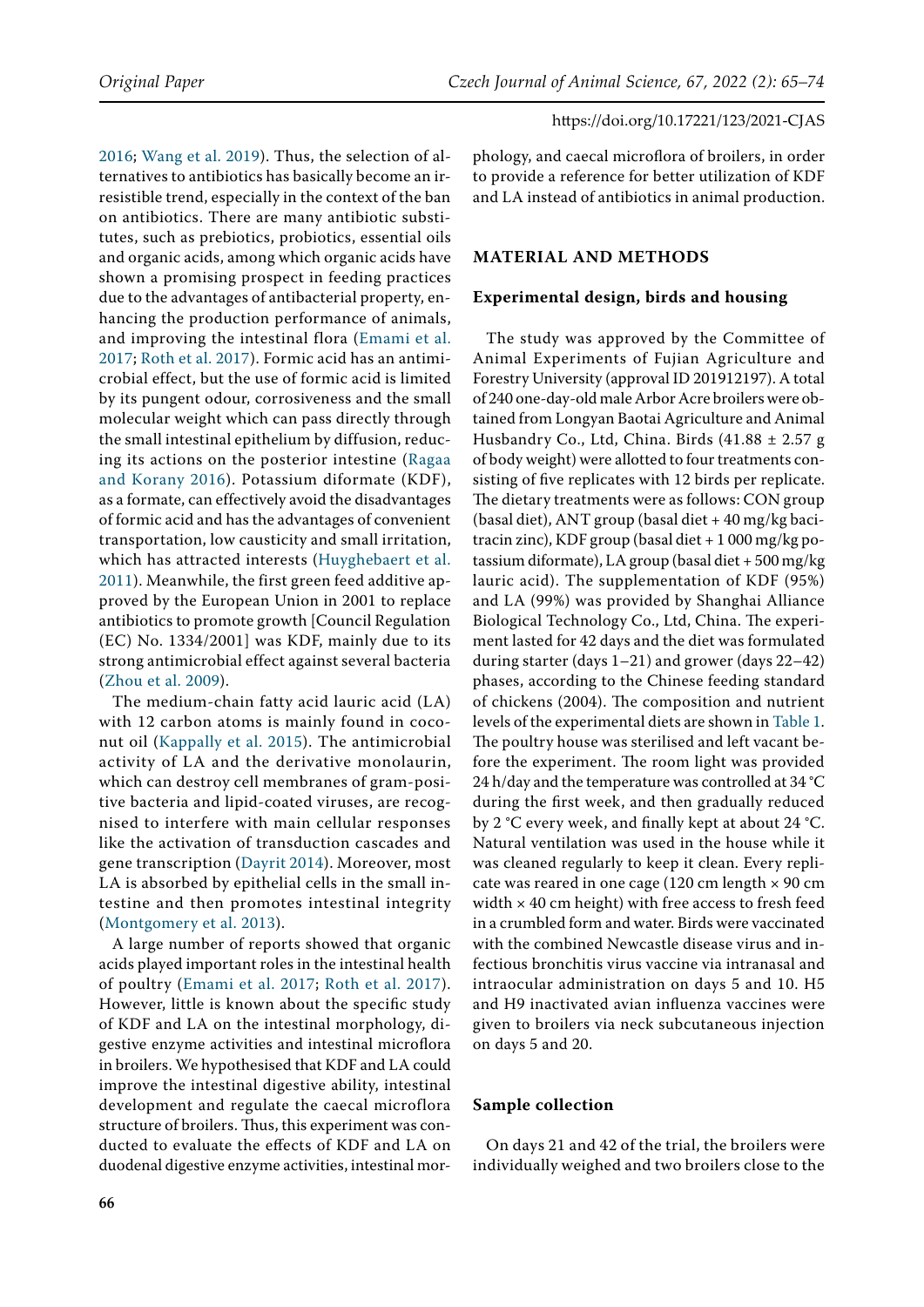2016; Wang et al. 2019). Thus, the selection of alternatives to antibiotics has basically become an irresistible trend, especially in the context of the ban on antibiotics. There are many antibiotic substitutes, such as prebiotics, probiotics, essential oils and organic acids, among which organic acids have shown a promising prospect in feeding practices due to the advantages of antibacterial property, enhancing the production performance of animals, and improving the intestinal flora (Emami et al. 2017; Roth et al. 2017). Formic acid has an antimicrobial effect, but the use of formic acid is limited by its pungent odour, corrosiveness and the small molecular weight which can pass directly through the small intestinal epithelium by diffusion, reducing its actions on the posterior intestine (Ragaa and Korany 2016). Potassium diformate (KDF), as a formate, can effectively avoid the disadvantages of formic acid and has the advantages of convenient transportation, low causticity and small irritation, which has attracted interests (Huyghebaert et al. 2011). Meanwhile, the first green feed additive approved by the European Union in 2001 to replace antibiotics to promote growth [Council Regulation (EC) No. 1334/2001] was KDF, mainly due to its strong antimicrobial effect against several bacteria (Zhou et al. 2009).

The medium-chain fatty acid lauric acid (LA) with 12 carbon atoms is mainly found in coconut oil (Kappally et al. 2015). The antimicrobial activity of LA and the derivative monolaurin, which can destroy cell membranes of gram-positive bacteria and lipid-coated viruses, are recognised to interfere with main cellular responses like the activation of transduction cascades and gene transcription (Dayrit 2014). Moreover, most LA is absorbed by epithelial cells in the small intestine and then promotes intestinal integrity (Montgomery et al. 2013).

A large number of reports showed that organic acids played important roles in the intestinal health of poultry (Emami et al. 2017; Roth et al. 2017). However, little is known about the specific study of KDF and LA on the intestinal morphology, digestive enzyme activities and intestinal microflora in broilers. We hypothesised that KDF and LA could improve the intestinal digestive ability, intestinal development and regulate the caecal microflora structure of broilers. Thus, this experiment was conducted to evaluate the effects of KDF and LA on duodenal digestive enzyme activities, intestinal morphology, and caecal microflora of broilers, in order to provide a reference for better utilization of KDF and LA instead of antibiotics in animal production.

## MATERIAL AND METHODS

### Experimental design, birds and housing

The study was approved by the Committee of Animal Experiments of Fujian Agriculture and Forestry University (approval ID 201912197). A total of 240 one-day-old male Arbor Acre broilers were obtained from Longyan Baotai Agriculture and Animal Husbandry Co., Ltd, China. Birds ($41.88 \pm 2.57$ g of body weight) were allotted to four treatments consisting of five replicates with 12 birds per replicate. The dietary treatments were as follows: CON group (basal diet), ANT group (basal diet + 40 mg/kg bacitracin zinc), KDF group (basal diet + 1 000 mg/kg potassium diformate), LA group (basal diet + 500 mg/kg lauric acid). The supplementation of KDF (95%) and LA (99%) was provided by Shanghai Alliance Biological Technology Co., Ltd, China. The experiment lasted for 42 days and the diet was formulated during starter (days 1–21) and grower (days 22–42) phases, according to the Chinese feeding standard of chickens (2004). The composition and nutrient levels of the experimental diets are shown in Table 1. The poultry house was sterilised and left vacant before the experiment. The room light was provided 24 h/day and the temperature was controlled at 34 °C during the first week, and then gradually reduced by 2 °C every week, and finally kept at about 24 °C. Natural ventilation was used in the house while it was cleaned regularly to keep it clean. Every replicate was reared in one cage (120 cm length × 90 cm width × 40 cm height) with free access to fresh feed in a crumbled form and water. Birds were vaccinated with the combined Newcastle disease virus and infectious bronchitis virus vaccine via intranasal and intraocular administration on days 5 and 10. H5 and H9 inactivated avian influenza vaccines were given to broilers via neck subcutaneous injection on days 5 and 20.

### Sample collection

On days 21 and 42 of the trial, the broilers were individually weighed and two broilers close to the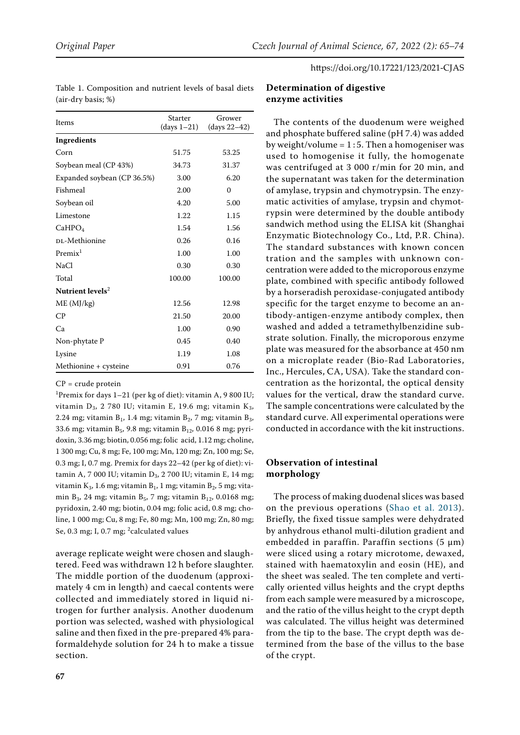Table 1. Composition and nutrient levels of basal diets (air-dry basis; %)

| Items | Starter (days 1–21) | Grower (days 22–42) |
|---|---|---|
| **Ingredients** | | |
| Corn | 51.75 | 53.25 |
| Soybean meal (CP 43%) | 34.73 | 31.37 |
| Expanded soybean (CP 36.5%) | 3.00 | 6.20 |
| Fishmeal | 2.00 | 0 |
| Soybean oil | 4.20 | 5.00 |
| Limestone | 1.22 | 1.15 |
| $CaHPO_4$ | 1.54 | 1.56 |
| DL-Methionine | 0.26 | 0.16 |
| Premix[1] | 1.00 | 1.00 |
| NaCl | 0.30 | 0.30 |
| Total | 100.00 | 100.00 |
| **Nutrient levels**[2] | | |
| ME (MJ/kg) | 12.56 | 12.98 |
| CP | 21.50 | 20.00 |
| Ca | 1.00 | 0.90 |
| Non-phytate P | 0.45 | 0.40 |
| Lysine | 1.19 | 1.08 |
| Methionine + cysteine | 0.91 | 0.76 |

CP = crude protein

[1]Premix for days 1–21 (per kg of diet): vitamin A, 9 800 IU; vitamin $D_3$, 2 780 IU; vitamin E, 19.6 mg; vitamin $K_3$, 2.24 mg; vitamin $B_1$, 1.4 mg; vitamin $B_2$, 7 mg; vitamin $B_3$, 33.6 mg; vitamin $B_5$, 9.8 mg; vitamin $B_{12}$, 0.016 8 mg; pyridoxin, 3.36 mg; biotin, 0.056 mg; folic acid, 1.12 mg; choline, 1 300 mg; Cu, 8 mg; Fe, 100 mg; Mn, 120 mg; Zn, 100 mg; Se, 0.3 mg; I, 0.7 mg. Premix for days 22–42 (per kg of diet): vitamin A, 7 000 IU; vitamin $D_3$, 2 700 IU; vitamin E, 14 mg; vitamin $K_3$, 1.6 mg; vitamin $B_1$, 1 mg; vitamin $B_2$, 5 mg; vitamin $B_3$, 24 mg; vitamin $B_5$, 7 mg; vitamin $B_{12}$, 0.0168 mg; pyridoxin, 2.40 mg; biotin, 0.04 mg; folic acid, 0.8 mg; choline, 1 000 mg; Cu, 8 mg; Fe, 80 mg; Mn, 100 mg; Zn, 80 mg; Se, 0.3 mg; I, 0.7 mg; [2]calculated values

average replicate weight were chosen and slaughtered. Feed was withdrawn 12 h before slaughter. The middle portion of the duodenum (approximately 4 cm in length) and caecal contents were collected and immediately stored in liquid nitrogen for further analysis. Another duodenum portion was selected, washed with physiological saline and then fixed in the pre-prepared 4% paraformaldehyde solution for 24 h to make a tissue section.

## Determination of digestive enzyme activities

The contents of the duodenum were weighed and phosphate buffered saline (pH 7.4) was added by weight/volume = 1 : 5. Then a homogeniser was used to homogenise it fully, the homogenate was centrifuged at 3 000 r/min for 20 min, and the supernatant was taken for the determination of amylase, trypsin and chymotrypsin. The enzymatic activities of amylase, trypsin and chymotrypsin were determined by the double antibody sandwich method using the ELISA kit (Shanghai Enzymatic Biotechnology Co., Ltd, P.R. China). The standard substances with known concentration and the samples with unknown concentration were added to the microporous enzyme plate, combined with specific antibody followed by a horseradish peroxidase-conjugated antibody specific for the target enzyme to become an antibody-antigen-enzyme antibody complex, then washed and added a tetramethylbenzidine substrate solution. Finally, the microporous enzyme plate was measured for the absorbance at 450 nm on a microplate reader (Bio-Rad Laboratories, Inc., Hercules, CA, USA). Take the standard concentration as the horizontal, the optical density values for the vertical, draw the standard curve. The sample concentrations were calculated by the standard curve. All experimental operations were conducted in accordance with the kit instructions.

## Observation of intestinal morphology

The process of making duodenal slices was based on the previous operations (Shao et al. 2013). Briefly, the fixed tissue samples were dehydrated by anhydrous ethanol multi-dilution gradient and embedded in paraffin. Paraffin sections (5 µm) were sliced using a rotary microtome, dewaxed, stained with haematoxylin and eosin (HE), and the sheet was sealed. The ten complete and vertically oriented villus heights and the crypt depths from each sample were measured by a microscope, and the ratio of the villus height to the crypt depth was calculated. The villus height was determined from the tip to the base. The crypt depth was determined from the base of the villus to the base of the crypt.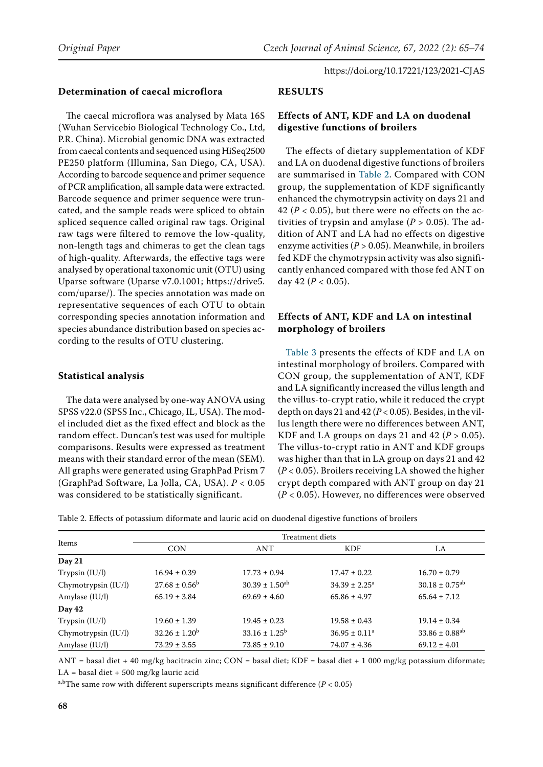### Determination of caecal microflora

The caecal microflora was analysed by Mata 16S (Wuhan Servicebio Biological Technology Co., Ltd, P.R. China). Microbial genomic DNA was extracted from caecal contents and sequenced using HiSeq2500 PE250 platform (Illumina, San Diego, CA, USA). According to barcode sequence and primer sequence of PCR amplification, all sample data were extracted. Barcode sequence and primer sequence were truncated, and the sample reads were spliced to obtain spliced sequence called original raw tags. Original raw tags were filtered to remove the low-quality, non-length tags and chimeras to get the clean tags of high-quality. Afterwards, the effective tags were analysed by operational taxonomic unit (OTU) using Uparse software (Uparse v7.0.1001; https://drive5.com/uparse/). The species annotation was made on representative sequences of each OTU to obtain corresponding species annotation information and species abundance distribution based on species according to the results of OTU clustering.

### Statistical analysis

The data were analysed by one-way ANOVA using SPSS v22.0 (SPSS Inc., Chicago, IL, USA). The model included diet as the fixed effect and block as the random effect. Duncan's test was used for multiple comparisons. Results were expressed as treatment means with their standard error of the mean (SEM). All graphs were generated using GraphPad Prism 7 (GraphPad Software, La Jolla, CA, USA). $P < 0.05$ was considered to be statistically significant.

## RESULTS

### Effects of ANT, KDF and LA on duodenal digestive functions of broilers

The effects of dietary supplementation of KDF and LA on duodenal digestive functions of broilers are summarised in Table 2. Compared with CON group, the supplementation of KDF significantly enhanced the chymotrypsin activity on days 21 and 42 ($P < 0.05$), but there were no effects on the activities of trypsin and amylase ($P > 0.05$). The addition of ANT and LA had no effects on digestive enzyme activities ($P > 0.05$). Meanwhile, in broilers fed KDF the chymotrypsin activity was also significantly enhanced compared with those fed ANT on day 42 ($P < 0.05$).

### Effects of ANT, KDF and LA on intestinal morphology of broilers

Table 3 presents the effects of KDF and LA on intestinal morphology of broilers. Compared with CON group, the supplementation of ANT, KDF and LA significantly increased the villus length and the villus-to-crypt ratio, while it reduced the crypt depth on days 21 and 42 ($P < 0.05$). Besides, in the villus length there were no differences between ANT, KDF and LA groups on days 21 and 42 ($P > 0.05$). The villus-to-crypt ratio in ANT and KDF groups was higher than that in LA group on days 21 and 42 ($P < 0.05$). Broilers receiving LA showed the higher crypt depth compared with ANT group on day 21 ($P < 0.05$). However, no differences were observed

Table 2. Effects of potassium diformate and lauric acid on duodenal digestive functions of broilers

| Items | Treatment diets | | | |
|---|---|---|---|---|
| | CON | ANT | KDF | LA |
| **Day 21** | | | | |
| Trypsin (IU/l) | 16.94 ± 0.39 | 17.73 ± 0.94 | 17.47 ± 0.22 | 16.70 ± 0.79 |
| Chymotrypsin (IU/l) | 27.68 ± 0.56[b] | 30.39 ± 1.50[ab] | 34.39 ± 2.25[a] | 30.18 ± 0.75[ab] |
| Amylase (IU/l) | 65.19 ± 3.84 | 69.69 ± 4.60 | 65.86 ± 4.97 | 65.64 ± 7.12 |
| **Day 42** | | | | |
| Trypsin (IU/l) | 19.60 ± 1.39 | 19.45 ± 0.23 | 19.58 ± 0.43 | 19.14 ± 0.34 |
| Chymotrypsin (IU/l) | 32.26 ± 1.20[b] | 33.16 ± 1.25[b] | 36.95 ± 0.11[a] | 33.86 ± 0.88[ab] |
| Amylase (IU/l) | 73.29 ± 3.55 | 73.85 ± 9.10 | 74.07 ± 4.36 | 69.12 ± 4.01 |

ANT = basal diet + 40 mg/kg bacitracin zinc; CON = basal diet; KDF = basal diet + 1 000 mg/kg potassium diformate; LA = basal diet + 500 mg/kg lauric acid

[a,b]The same row with different superscripts means significant difference ($P < 0.05$)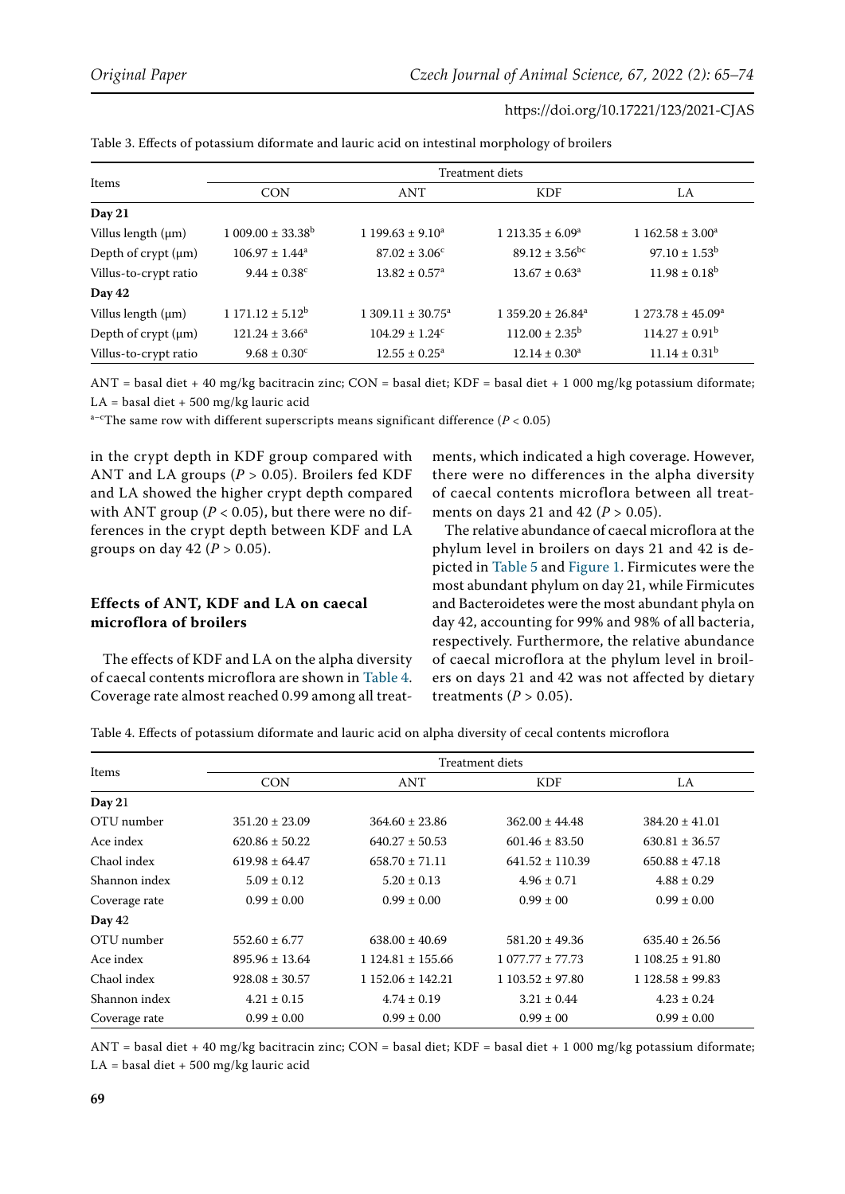Table 3. Effects of potassium diformate and lauric acid on intestinal morphology of broilers

| Items | Treatment diets | | | |
|---|---|---|---|---|
| | CON | ANT | KDF | LA |
| **Day 21** | | | | |
| Villus length (μm) | 1 009.00 ± 33.38[b] | 1 199.63 ± 9.10[a] | 1 213.35 ± 6.09[a] | 1 162.58 ± 3.00[a] |
| Depth of crypt (μm) | 106.97 ± 1.44[a] | 87.02 ± 3.06[c] | 89.12 ± 3.56[bc] | 97.10 ± 1.53[b] |
| Villus-to-crypt ratio | 9.44 ± 0.38[c] | 13.82 ± 0.57[a] | 13.67 ± 0.63[a] | 11.98 ± 0.18[b] |
| **Day 42** | | | | |
| Villus length (μm) | 1 171.12 ± 5.12[b] | 1 309.11 ± 30.75[a] | 1 359.20 ± 26.84[a] | 1 273.78 ± 45.09[a] |
| Depth of crypt (μm) | 121.24 ± 3.66[a] | 104.29 ± 1.24[c] | 112.00 ± 2.35[b] | 114.27 ± 0.91[b] |
| Villus-to-crypt ratio | 9.68 ± 0.30[c] | 12.55 ± 0.25[a] | 12.14 ± 0.30[a] | 11.14 ± 0.31[b] |

ANT = basal diet + 40 mg/kg bacitracin zinc; CON = basal diet; KDF = basal diet + 1 000 mg/kg potassium diformate; LA = basal diet + 500 mg/kg lauric acid

[a–c]The same row with different superscripts means significant difference ($P < 0.05$)

in the crypt depth in KDF group compared with ANT and LA groups ($P > 0.05$). Broilers fed KDF and LA showed the higher crypt depth compared with ANT group ($P < 0.05$), but there were no differences in the crypt depth between KDF and LA groups on day 42 ($P > 0.05$).

### Effects of ANT, KDF and LA on caecal microflora of broilers

The effects of KDF and LA on the alpha diversity of caecal contents microflora are shown in Table 4. Coverage rate almost reached 0.99 among all treatments, which indicated a high coverage. However, there were no differences in the alpha diversity of caecal contents microflora between all treatments on days 21 and 42 ($P > 0.05$).

The relative abundance of caecal microflora at the phylum level in broilers on days 21 and 42 is depicted in Table 5 and Figure 1. Firmicutes were the most abundant phylum on day 21, while Firmicutes and Bacteroidetes were the most abundant phyla on day 42, accounting for 99% and 98% of all bacteria, respectively. Furthermore, the relative abundance of caecal microflora at the phylum level in broilers on days 21 and 42 was not affected by dietary treatments ($P > 0.05$).

Table 4. Effects of potassium diformate and lauric acid on alpha diversity of cecal contents microflora

| Items | Treatment diets | | | |
|---|---|---|---|---|
| | CON | ANT | KDF | LA |
| **Day 21** | | | | |
| OTU number | 351.20 ± 23.09 | 364.60 ± 23.86 | 362.00 ± 44.48 | 384.20 ± 41.01 |
| Ace index | 620.86 ± 50.22 | 640.27 ± 50.53 | 601.46 ± 83.50 | 630.81 ± 36.57 |
| Chaol index | 619.98 ± 64.47 | 658.70 ± 71.11 | 641.52 ± 110.39 | 650.88 ± 47.18 |
| Shannon index | 5.09 ± 0.12 | 5.20 ± 0.13 | 4.96 ± 0.71 | 4.88 ± 0.29 |
| Coverage rate | 0.99 ± 0.00 | 0.99 ± 0.00 | 0.99 ± 00 | 0.99 ± 0.00 |
| **Day 42** | | | | |
| OTU number | 552.60 ± 6.77 | 638.00 ± 40.69 | 581.20 ± 49.36 | 635.40 ± 26.56 |
| Ace index | 895.96 ± 13.64 | 1 124.81 ± 155.66 | 1 077.77 ± 77.73 | 1 108.25 ± 91.80 |
| Chaol index | 928.08 ± 30.57 | 1 152.06 ± 142.21 | 1 103.52 ± 97.80 | 1 128.58 ± 99.83 |
| Shannon index | 4.21 ± 0.15 | 4.74 ± 0.19 | 3.21 ± 0.44 | 4.23 ± 0.24 |
| Coverage rate | 0.99 ± 0.00 | 0.99 ± 0.00 | 0.99 ± 00 | 0.99 ± 0.00 |

ANT = basal diet + 40 mg/kg bacitracin zinc; CON = basal diet; KDF = basal diet + 1 000 mg/kg potassium diformate; LA = basal diet + 500 mg/kg lauric acid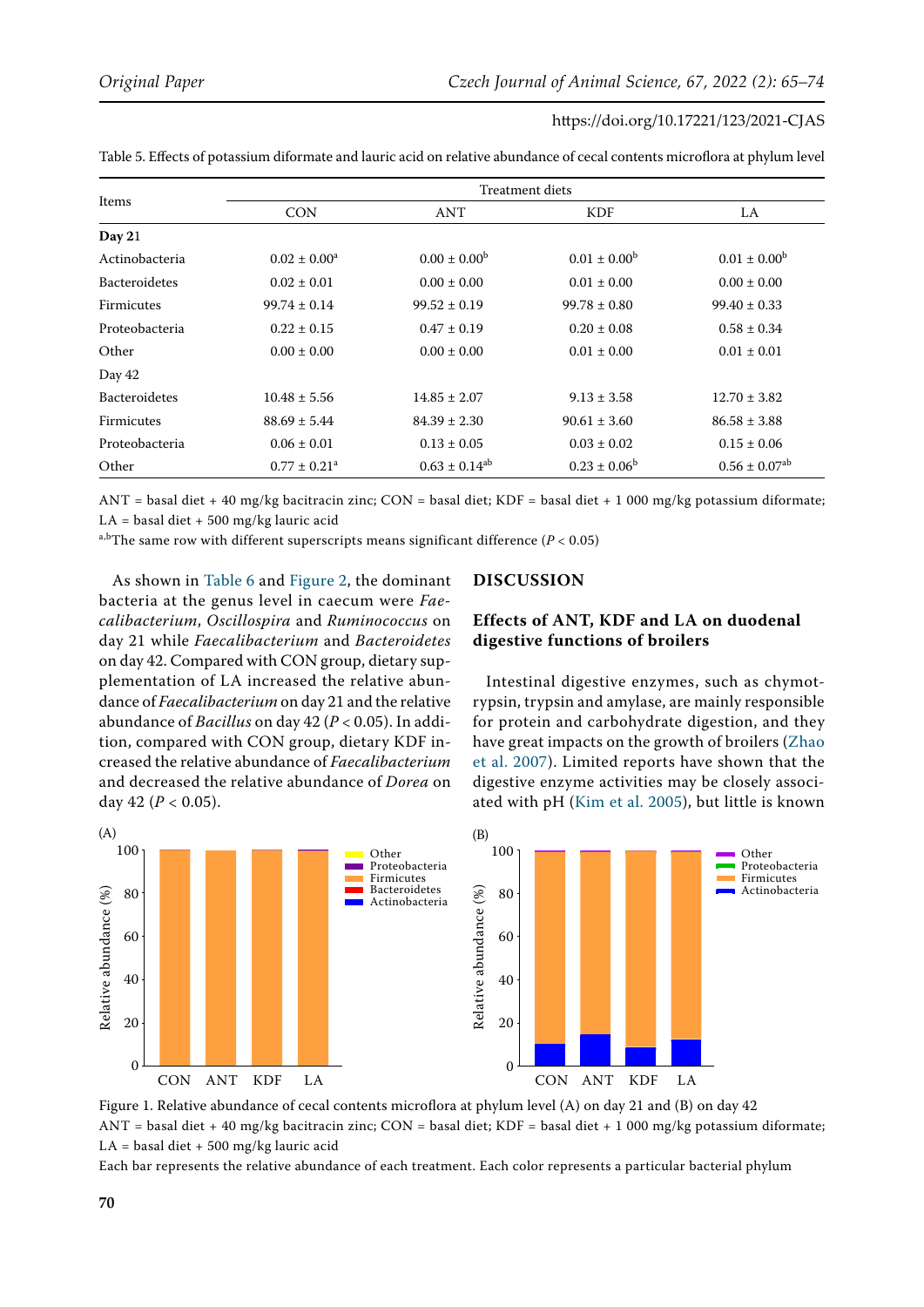Table 5. Effects of potassium diformate and lauric acid on relative abundance of cecal contents microflora at phylum level

| Items | Treatment diets | | | |
|---|---|---|---|---|
| | CON | ANT | KDF | LA |
| **Day 21** | | | | |
| Actinobacteria | 0.02 ± 0.00[a] | 0.00 ± 0.00[b] | 0.01 ± 0.00[b] | 0.01 ± 0.00[b] |
| Bacteroidetes | 0.02 ± 0.01 | 0.00 ± 0.00 | 0.01 ± 0.00 | 0.00 ± 0.00 |
| Firmicutes | 99.74 ± 0.14 | 99.52 ± 0.19 | 99.78 ± 0.80 | 99.40 ± 0.33 |
| Proteobacteria | 0.22 ± 0.15 | 0.47 ± 0.19 | 0.20 ± 0.08 | 0.58 ± 0.34 |
| Other | 0.00 ± 0.00 | 0.00 ± 0.00 | 0.01 ± 0.00 | 0.01 ± 0.01 |
| Day 42 | | | | |
| Bacteroidetes | 10.48 ± 5.56 | 14.85 ± 2.07 | 9.13 ± 3.58 | 12.70 ± 3.82 |
| Firmicutes | 88.69 ± 5.44 | 84.39 ± 2.30 | 90.61 ± 3.60 | 86.58 ± 3.88 |
| Proteobacteria | 0.06 ± 0.01 | 0.13 ± 0.05 | 0.03 ± 0.02 | 0.15 ± 0.06 |
| Other | 0.77 ± 0.21[a] | 0.63 ± 0.14[ab] | 0.23 ± 0.06[b] | 0.56 ± 0.07[ab] |

ANT = basal diet + 40 mg/kg bacitracin zinc; CON = basal diet; KDF = basal diet + 1 000 mg/kg potassium diformate; LA = basal diet + 500 mg/kg lauric acid

[a,b]The same row with different superscripts means significant difference ($P < 0.05$)

As shown in Table 6 and Figure 2, the dominant bacteria at the genus level in caecum were *Faecalibacterium*, *Oscillospira* and *Ruminococcus* on day 21 while *Faecalibacterium* and *Bacteroidetes* on day 42. Compared with CON group, dietary supplementation of LA increased the relative abundance of *Faecalibacterium* on day 21 and the relative abundance of *Bacillus* on day 42 ($P < 0.05$). In addition, compared with CON group, dietary KDF increased the relative abundance of *Faecalibacterium* and decreased the relative abundance of *Dorea* on day 42 ($P < 0.05$).

## DISCUSSION

### Effects of ANT, KDF and LA on duodenal digestive functions of broilers

Intestinal digestive enzymes, such as chymotrypsin, trypsin and amylase, are mainly responsible for protein and carbohydrate digestion, and they have great impacts on the growth of broilers (Zhao et al. 2007). Limited reports have shown that the digestive enzyme activities may be closely associated with pH (Kim et al. 2005), but little is known

Figure 1. Relative abundance of cecal contents microflora at phylum level (A) on day 21 and (B) on day 42

ANT = basal diet + 40 mg/kg bacitracin zinc; CON = basal diet; KDF = basal diet + 1 000 mg/kg potassium diformate; LA = basal diet + 500 mg/kg lauric acid

Each bar represents the relative abundance of each treatment. Each color represents a particular bacterial phylum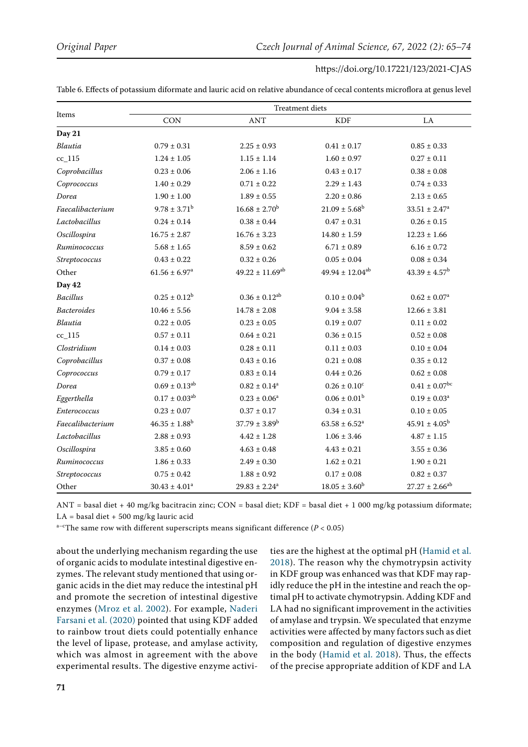Table 6. Effects of potassium diformate and lauric acid on relative abundance of cecal contents microflora at genus level

| Items | Treatment diets | | | |
|---|---|---|---|---|
| | CON | ANT | KDF | LA |
| **Day 21** | | | | |
| *Blautia* | 0.79 ± 0.31 | 2.25 ± 0.93 | 0.41 ± 0.17 | 0.85 ± 0.33 |
| cc_115 | 1.24 ± 1.05 | 1.15 ± 1.14 | 1.60 ± 0.97 | 0.27 ± 0.11 |
| *Coprobacillus* | 0.23 ± 0.06 | 2.06 ± 1.16 | 0.43 ± 0.17 | 0.38 ± 0.08 |
| *Coprococcus* | 1.40 ± 0.29 | 0.71 ± 0.22 | 2.29 ± 1.43 | 0.74 ± 0.33 |
| *Dorea* | 1.90 ± 1.00 | 1.89 ± 0.55 | 2.20 ± 0.86 | 2.13 ± 0.65 |
| *Faecalibacterium* | 9.78 ± 3.71[b] | 16.68 ± 2.70[b] | 21.09 ± 5.68[b] | 33.51 ± 2.47[a] |
| *Lactobacillus* | 0.24 ± 0.14 | 0.38 ± 0.44 | 0.47 ± 0.31 | 0.26 ± 0.15 |
| *Oscillospira* | 16.75 ± 2.87 | 16.76 ± 3.23 | 14.80 ± 1.59 | 12.23 ± 1.66 |
| *Ruminococcus* | 5.68 ± 1.65 | 8.59 ± 0.62 | 6.71 ± 0.89 | 6.16 ± 0.72 |
| *Streptococcus* | 0.43 ± 0.22 | 0.32 ± 0.26 | 0.05 ± 0.04 | 0.08 ± 0.34 |
| Other | 61.56 ± 6.97[a] | 49.22 ± 11.69[ab] | 49.94 ± 12.04[ab] | 43.39 ± 4.57[b] |
| **Day 42** | | | | |
| *Bacillus* | 0.25 ± 0.12[b] | 0.36 ± 0.12[ab] | 0.10 ± 0.04[b] | 0.62 ± 0.07[a] |
| *Bacteroides* | 10.46 ± 5.56 | 14.78 ± 2.08 | 9.04 ± 3.58 | 12.66 ± 3.81 |
| *Blautia* | 0.22 ± 0.05 | 0.23 ± 0.05 | 0.19 ± 0.07 | 0.11 ± 0.02 |
| cc_115 | 0.57 ± 0.11 | 0.64 ± 0.21 | 0.36 ± 0.15 | 0.52 ± 0.08 |
| *Clostridium* | 0.14 ± 0.03 | 0.28 ± 0.11 | 0.11 ± 0.03 | 0.10 ± 0.04 |
| *Coprobacillus* | 0.37 ± 0.08 | 0.43 ± 0.16 | 0.21 ± 0.08 | 0.35 ± 0.12 |
| *Coprococcus* | 0.79 ± 0.17 | 0.83 ± 0.14 | 0.44 ± 0.26 | 0.62 ± 0.08 |
| *Dorea* | 0.69 ± 0.13[ab] | 0.82 ± 0.14[a] | 0.26 ± 0.10[c] | 0.41 ± 0.07[bc] |
| *Eggerthella* | 0.17 ± 0.03[ab] | 0.23 ± 0.06[a] | 0.06 ± 0.01[b] | 0.19 ± 0.03[a] |
| *Enterococcus* | 0.23 ± 0.07 | 0.37 ± 0.17 | 0.34 ± 0.31 | 0.10 ± 0.05 |
| *Faecalibacterium* | 46.35 ± 1.88[b] | 37.79 ± 3.89[b] | 63.58 ± 6.52[a] | 45.91 ± 4.05[b] |
| *Lactobacillus* | 2.88 ± 0.93 | 4.42 ± 1.28 | 1.06 ± 3.46 | 4.87 ± 1.15 |
| *Oscillospira* | 3.85 ± 0.60 | 4.63 ± 0.48 | 4.43 ± 0.21 | 3.55 ± 0.36 |
| *Ruminococcus* | 1.86 ± 0.33 | 2.49 ± 0.30 | 1.62 ± 0.21 | 1.90 ± 0.21 |
| *Streptococcus* | 0.75 ± 0.42 | 1.88 ± 0.92 | 0.17 ± 0.08 | 0.82 ± 0.37 |
| Other | 30.43 ± 4.01[a] | 29.83 ± 2.24[a] | 18.05 ± 3.60[b] | 27.27 ± 2.66[ab] |

ANT = basal diet + 40 mg/kg bacitracin zinc; CON = basal diet; KDF = basal diet + 1 000 mg/kg potassium diformate; LA = basal diet + 500 mg/kg lauric acid

[a–c]The same row with different superscripts means significant difference ($P < 0.05$)

about the underlying mechanism regarding the use of organic acids to modulate intestinal digestive enzymes. The relevant study mentioned that using organic acids in the diet may reduce the intestinal pH and promote the secretion of intestinal digestive enzymes (Mroz et al. 2002). For example, Naderi Farsani et al. (2020) pointed that using KDF added to rainbow trout diets could potentially enhance the level of lipase, protease, and amylase activity, which was almost in agreement with the above experimental results. The digestive enzyme activities are the highest at the optimal pH (Hamid et al. 2018). The reason why the chymotrypsin activity in KDF group was enhanced was that KDF may rapidly reduce the pH in the intestine and reach the optimal pH to activate chymotrypsin. Adding KDF and LA had no significant improvement in the activities of amylase and trypsin. We speculated that enzyme activities were affected by many factors such as diet composition and regulation of digestive enzymes in the body (Hamid et al. 2018). Thus, the effects of the precise appropriate addition of KDF and LA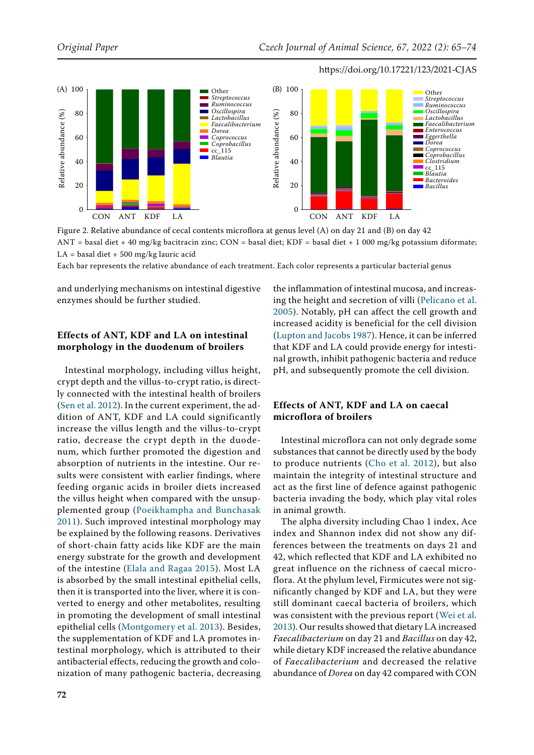Figure 2. Relative abundance of cecal contents microflora at genus level (A) on day 21 and (B) on day 42

ANT = basal diet + 40 mg/kg bacitracin zinc; CON = basal diet; KDF = basal diet + 1 000 mg/kg potassium diformate; LA = basal diet + 500 mg/kg lauric acid

Each bar represents the relative abundance of each treatment. Each color represents a particular bacterial genus

and underlying mechanisms on intestinal digestive enzymes should be further studied.

## Effects of ANT, KDF and LA on intestinal morphology in the duodenum of broilers

Intestinal morphology, including villus height, crypt depth and the villus-to-crypt ratio, is directly connected with the intestinal health of broilers (Sen et al. 2012). In the current experiment, the addition of ANT, KDF and LA could significantly increase the villus length and the villus-to-crypt ratio, decrease the crypt depth in the duodenum, which further promoted the digestion and absorption of nutrients in the intestine. Our results were consistent with earlier findings, where feeding organic acids in broiler diets increased the villus height when compared with the unsupplemented group (Poeikhampha and Bunchasak 2011). Such improved intestinal morphology may be explained by the following reasons. Derivatives of short-chain fatty acids like KDF are the main energy substrate for the growth and development of the intestine (Elala and Ragaa 2015). Most LA is absorbed by the small intestinal epithelial cells, then it is transported into the liver, where it is converted to energy and other metabolites, resulting in promoting the development of small intestinal epithelial cells (Montgomery et al. 2013). Besides, the supplementation of KDF and LA promotes intestinal morphology, which is attributed to their antibacterial effects, reducing the growth and colonization of many pathogenic bacteria, decreasing the inflammation of intestinal mucosa, and increasing the height and secretion of villi (Pelicano et al. 2005). Notably, pH can affect the cell growth and increased acidity is beneficial for the cell division (Lupton and Jacobs 1987). Hence, it can be inferred that KDF and LA could provide energy for intestinal growth, inhibit pathogenic bacteria and reduce pH, and subsequently promote the cell division.

## Effects of ANT, KDF and LA on caecal microflora of broilers

Intestinal microflora can not only degrade some substances that cannot be directly used by the body to produce nutrients (Cho et al. 2012), but also maintain the integrity of intestinal structure and act as the first line of defence against pathogenic bacteria invading the body, which play vital roles in animal growth.

The alpha diversity including Chao 1 index, Ace index and Shannon index did not show any differences between the treatments on days 21 and 42, which reflected that KDF and LA exhibited no great influence on the richness of caecal microflora. At the phylum level, Firmicutes were not significantly changed by KDF and LA, but they were still dominant caecal bacteria of broilers, which was consistent with the previous report (Wei et al. 2013). Our results showed that dietary LA increased *Faecalibacterium* on day 21 and *Bacillus* on day 42, while dietary KDF increased the relative abundance of *Faecalibacterium* and decreased the relative abundance of *Dorea* on day 42 compared with CON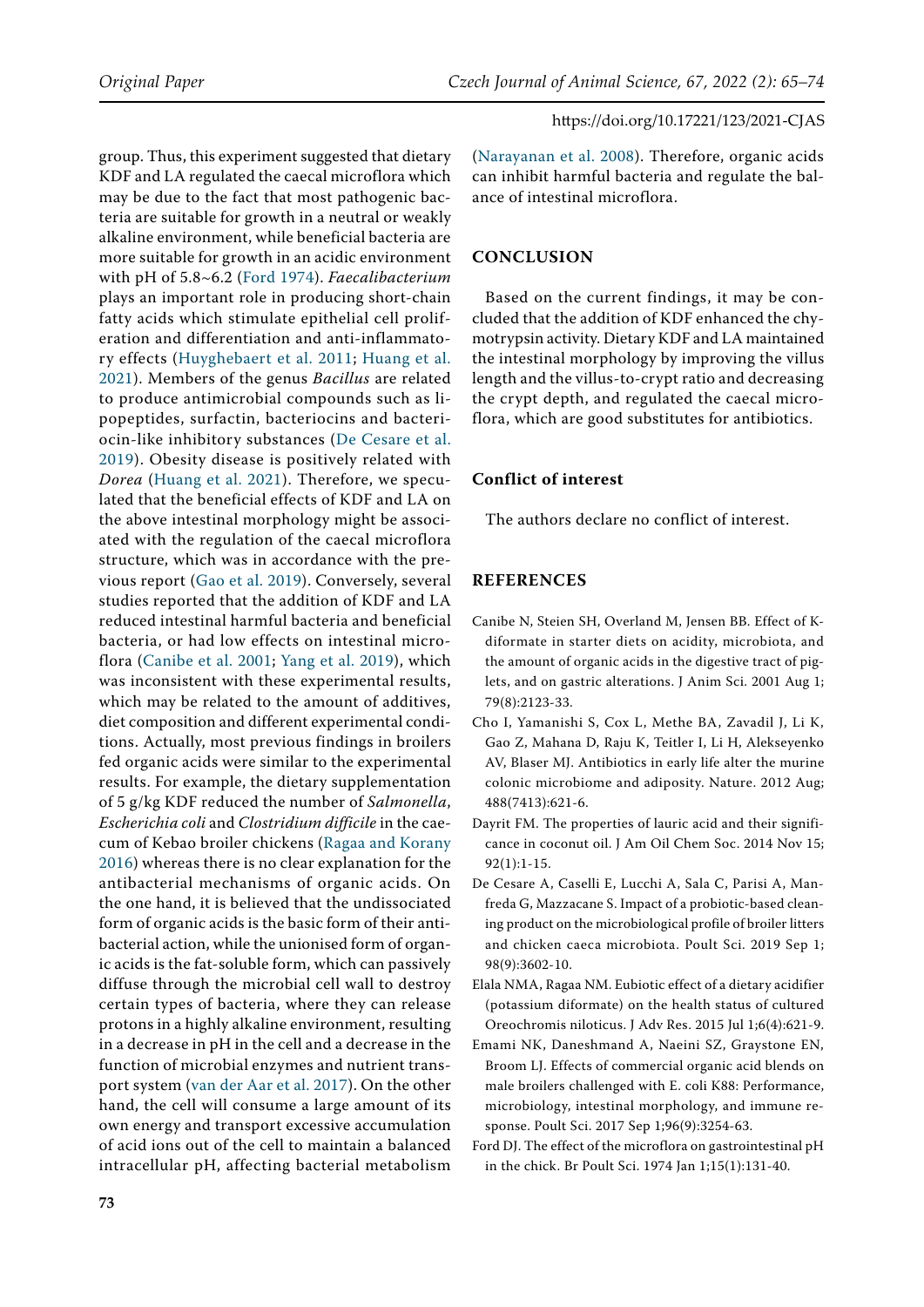group. Thus, this experiment suggested that dietary KDF and LA regulated the caecal microflora which may be due to the fact that most pathogenic bacteria are suitable for growth in a neutral or weakly alkaline environment, while beneficial bacteria are more suitable for growth in an acidic environment with pH of 5.8~6.2 (Ford 1974). *Faecalibacterium* plays an important role in producing short-chain fatty acids which stimulate epithelial cell proliferation and differentiation and anti-inflammatory effects (Huyghebaert et al. 2011; Huang et al. 2021). Members of the genus *Bacillus* are related to produce antimicrobial compounds such as lipopeptides, surfactin, bacteriocins and bacteriocin-like inhibitory substances (De Cesare et al. 2019). Obesity disease is positively related with *Dorea* (Huang et al. 2021). Therefore, we speculated that the beneficial effects of KDF and LA on the above intestinal morphology might be associated with the regulation of the caecal microflora structure, which was in accordance with the previous report (Gao et al. 2019). Conversely, several studies reported that the addition of KDF and LA reduced intestinal harmful bacteria and beneficial bacteria, or had low effects on intestinal microflora (Canibe et al. 2001; Yang et al. 2019), which was inconsistent with these experimental results, which may be related to the amount of additives, diet composition and different experimental conditions. Actually, most previous findings in broilers fed organic acids were similar to the experimental results. For example, the dietary supplementation of 5 g/kg KDF reduced the number of *Salmonella*, *Escherichia coli* and *Clostridium difficile* in the caecum of Kebao broiler chickens (Ragaa and Korany 2016) whereas there is no clear explanation for the antibacterial mechanisms of organic acids. On the one hand, it is believed that the undissociated form of organic acids is the basic form of their antibacterial action, while the unionised form of organic acids is the fat-soluble form, which can passively diffuse through the microbial cell wall to destroy certain types of bacteria, where they can release protons in a highly alkaline environment, resulting in a decrease in pH in the cell and a decrease in the function of microbial enzymes and nutrient transport system (van der Aar et al. 2017). On the other hand, the cell will consume a large amount of its own energy and transport excessive accumulation of acid ions out of the cell to maintain a balanced intracellular pH, affecting bacterial metabolism (Narayanan et al. 2008). Therefore, organic acids can inhibit harmful bacteria and regulate the balance of intestinal microflora.

## CONCLUSION

Based on the current findings, it may be concluded that the addition of KDF enhanced the chymotrypsin activity. Dietary KDF and LA maintained the intestinal morphology by improving the villus length and the villus-to-crypt ratio and decreasing the crypt depth, and regulated the caecal microflora, which are good substitutes for antibiotics.

### Conflict of interest

The authors declare no conflict of interest.

## REFERENCES

Canibe N, Steien SH, Overland M, Jensen BB. Effect of K-diformate in starter diets on acidity, microbiota, and the amount of organic acids in the digestive tract of piglets, and on gastric alterations. J Anim Sci. 2001 Aug 1;79(8):2123-33.

Cho I, Yamanishi S, Cox L, Methe BA, Zavadil J, Li K, Gao Z, Mahana D, Raju K, Teitler I, Li H, Alekseyenko AV, Blaser MJ. Antibiotics in early life alter the murine colonic microbiome and adiposity. Nature. 2012 Aug;488(7413):621-6.

Dayrit FM. The properties of lauric acid and their significance in coconut oil. J Am Oil Chem Soc. 2014 Nov 15;92(1):1-15.

De Cesare A, Caselli E, Lucchi A, Sala C, Parisi A, Manfreda G, Mazzacane S. Impact of a probiotic-based cleaning product on the microbiological profile of broiler litters and chicken caeca microbiota. Poult Sci. 2019 Sep 1;98(9):3602-10.

Elala NMA, Ragaa NM. Eubiotic effect of a dietary acidifier (potassium diformate) on the health status of cultured Oreochromis niloticus. J Adv Res. 2015 Jul 1;6(4):621-9.

Emami NK, Daneshmand A, Naeini SZ, Graystone EN, Broom LJ. Effects of commercial organic acid blends on male broilers challenged with E. coli K88: Performance, microbiology, intestinal morphology, and immune response. Poult Sci. 2017 Sep 1;96(9):3254-63.

Ford DJ. The effect of the microflora on gastrointestinal pH in the chick. Br Poult Sci. 1974 Jan 1;15(1):131-40.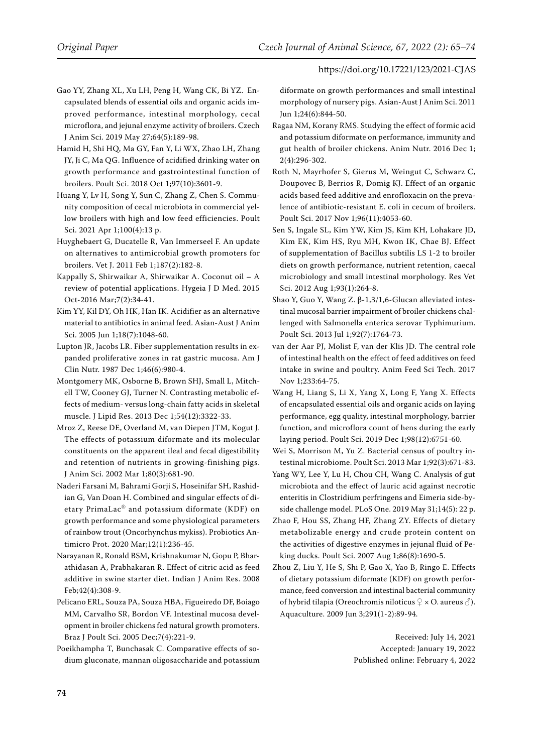Gao YY, Zhang XL, Xu LH, Peng H, Wang CK, Bi YZ. Encapsulated blends of essential oils and organic acids improved performance, intestinal morphology, cecal microflora, and jejunal enzyme activity of broilers. Czech J Anim Sci. 2019 May 27;64(5):189-98.

Hamid H, Shi HQ, Ma GY, Fan Y, Li WX, Zhao LH, Zhang JY, Ji C, Ma QG. Influence of acidified drinking water on growth performance and gastrointestinal function of broilers. Poult Sci. 2018 Oct 1;97(10):3601-9.

Huang Y, Lv H, Song Y, Sun C, Zhang Z, Chen S. Community composition of cecal microbiota in commercial yellow broilers with high and low feed efficiencies. Poult Sci. 2021 Apr 1;100(4):13 p.

Huyghebaert G, Ducatelle R, Van Immerseel F. An update on alternatives to antimicrobial growth promoters for broilers. Vet J. 2011 Feb 1;187(2):182-8.

Kappally S, Shirwaikar A, Shirwaikar A. Coconut oil – A review of potential applications. Hygeia J D Med. 2015 Oct-2016 Mar;7(2):34-41.

Kim YY, Kil DY, Oh HK, Han IK. Acidifier as an alternative material to antibiotics in animal feed. Asian-Aust J Anim Sci. 2005 Jun 1;18(7):1048-60.

Lupton JR, Jacobs LR. Fiber supplementation results in expanded proliferative zones in rat gastric mucosa. Am J Clin Nutr. 1987 Dec 1;46(6):980-4.

Montgomery MK, Osborne B, Brown SHJ, Small L, Mitchell TW, Cooney GJ, Turner N. Contrasting metabolic effects of medium- versus long-chain fatty acids in skeletal muscle. J Lipid Res. 2013 Dec 1;54(12):3322-33.

Mroz Z, Reese DE, Overland M, van Diepen JTM, Kogut J. The effects of potassium diformate and its molecular constituents on the apparent ileal and fecal digestibility and retention of nutrients in growing-finishing pigs. J Anim Sci. 2002 Mar 1;80(3):681-90.

Naderi Farsani M, Bahrami Gorji S, Hoseinifar SH, Rashidian G, Van Doan H. Combined and singular effects of dietary PrimaLac® and potassium diformate (KDF) on growth performance and some physiological parameters of rainbow trout (Oncorhynchus mykiss). Probiotics Antimicro Prot. 2020 Mar;12(1):236-45.

Narayanan R, Ronald BSM, Krishnakumar N, Gopu P, Bharathidasan A, Prabhakaran R. Effect of citric acid as feed additive in swine starter diet. Indian J Anim Res. 2008 Feb;42(4):308-9.

Pelicano ERL, Souza PA, Souza HBA, Figueiredo DF, Boiago MM, Carvalho SR, Bordon VF. Intestinal mucosa development in broiler chickens fed natural growth promoters. Braz J Poult Sci. 2005 Dec;7(4):221-9.

Poeikhampha T, Bunchasak C. Comparative effects of sodium gluconate, mannan oligosaccharide and potassium diformate on growth performances and small intestinal morphology of nursery pigs. Asian-Aust J Anim Sci. 2011 Jun 1;24(6):844-50.

Ragaa NM, Korany RMS. Studying the effect of formic acid and potassium diformate on performance, immunity and gut health of broiler chickens. Anim Nutr. 2016 Dec 1; 2(4):296-302.

Roth N, Mayrhofer S, Gierus M, Weingut C, Schwarz C, Doupovec B, Berrios R, Domig KJ. Effect of an organic acids based feed additive and enrofloxacin on the prevalence of antibiotic-resistant E. coli in cecum of broilers. Poult Sci. 2017 Nov 1;96(11):4053-60.

Sen S, Ingale SL, Kim YW, Kim JS, Kim KH, Lohakare JD, Kim EK, Kim HS, Ryu MH, Kwon IK, Chae BJ. Effect of supplementation of Bacillus subtilis LS 1-2 to broiler diets on growth performance, nutrient retention, caecal microbiology and small intestinal morphology. Res Vet Sci. 2012 Aug 1;93(1):264-8.

Shao Y, Guo Y, Wang Z. β-1,3/1,6-Glucan alleviated intestinal mucosal barrier impairment of broiler chickens challenged with Salmonella enterica serovar Typhimurium. Poult Sci. 2013 Jul 1;92(7):1764-73.

van der Aar PJ, Molist F, van der Klis JD. The central role of intestinal health on the effect of feed additives on feed intake in swine and poultry. Anim Feed Sci Tech. 2017 Nov 1;233:64-75.

Wang H, Liang S, Li X, Yang X, Long F, Yang X. Effects of encapsulated essential oils and organic acids on laying performance, egg quality, intestinal morphology, barrier function, and microflora count of hens during the early laying period. Poult Sci. 2019 Dec 1;98(12):6751-60.

Wei S, Morrison M, Yu Z. Bacterial census of poultry intestinal microbiome. Poult Sci. 2013 Mar 1;92(3):671-83.

Yang WY, Lee Y, Lu H, Chou CH, Wang C. Analysis of gut microbiota and the effect of lauric acid against necrotic enteritis in Clostridium perfringens and Eimeria side-by-side challenge model. PLoS One. 2019 May 31;14(5): 22 p.

Zhao F, Hou SS, Zhang HF, Zhang ZY. Effects of dietary metabolizable energy and crude protein content on the activities of digestive enzymes in jejunal fluid of Peking ducks. Poult Sci. 2007 Aug 1;86(8):1690-5.

Zhou Z, Liu Y, He S, Shi P, Gao X, Yao B, Ringo E. Effects of dietary potassium diformate (KDF) on growth performance, feed conversion and intestinal bacterial community of hybrid tilapia (Oreochromis niloticus ♀ × O. aureus ♂). Aquaculture. 2009 Jun 3;291(1-2):89-94.

Received: July 14, 2021
Accepted: January 19, 2022
Published online: February 4, 2022